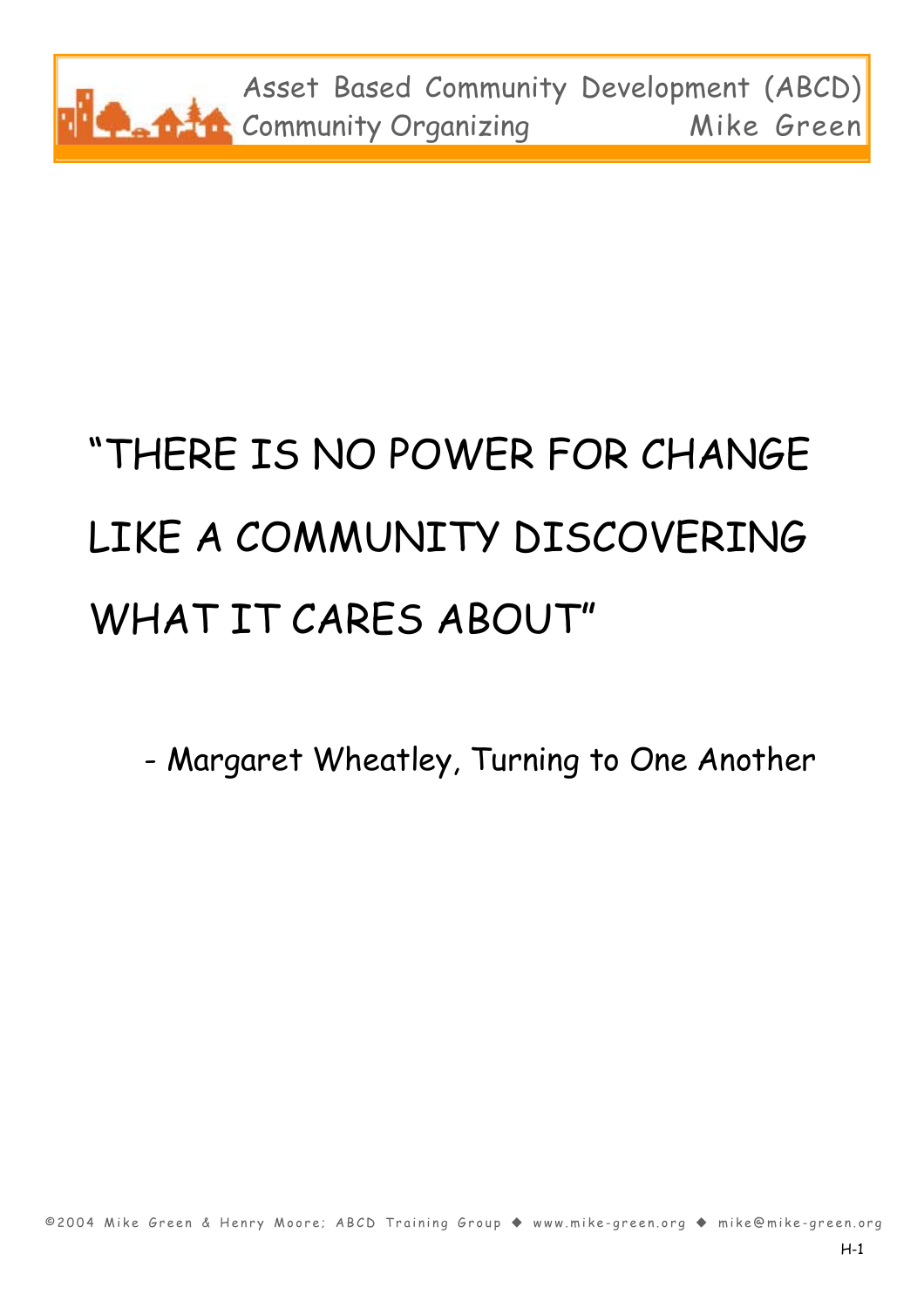"THERE IS NO POWER FOR CHANGE LIKE A COMMUNITY DISCOVERING WHAT IT CARES ABOUT"

- Margaret Wheatley, Turning to One Another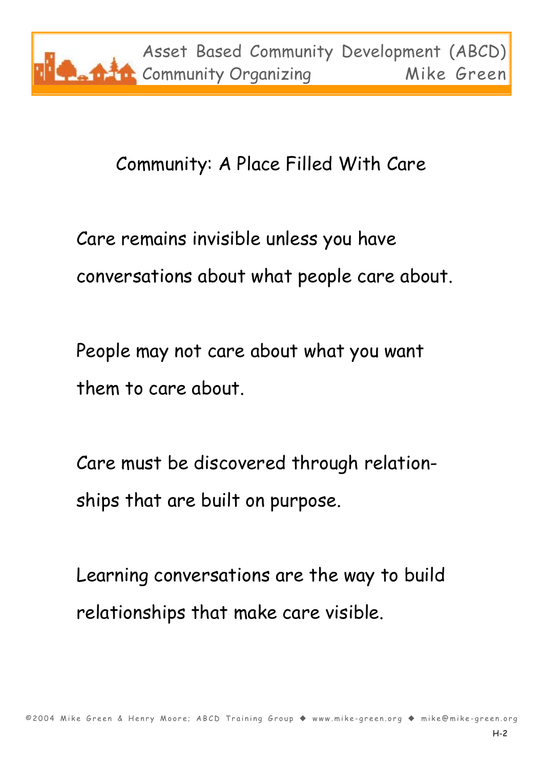# Community: A Place Filled With Care

Care remains invisible unless you have conversations about what people care about.

People may not care about what you want them to care about.

Care must be discovered through relationships that are built on purpose.

Learning conversations are the way to build relationships that make care visible.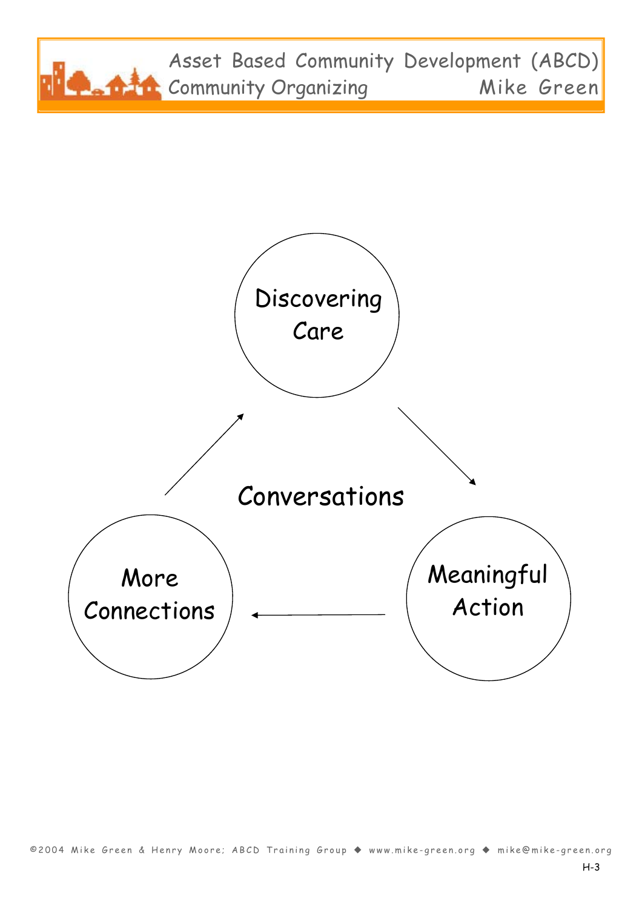Discovering Care

Conversations

Meaningful Action

More Connections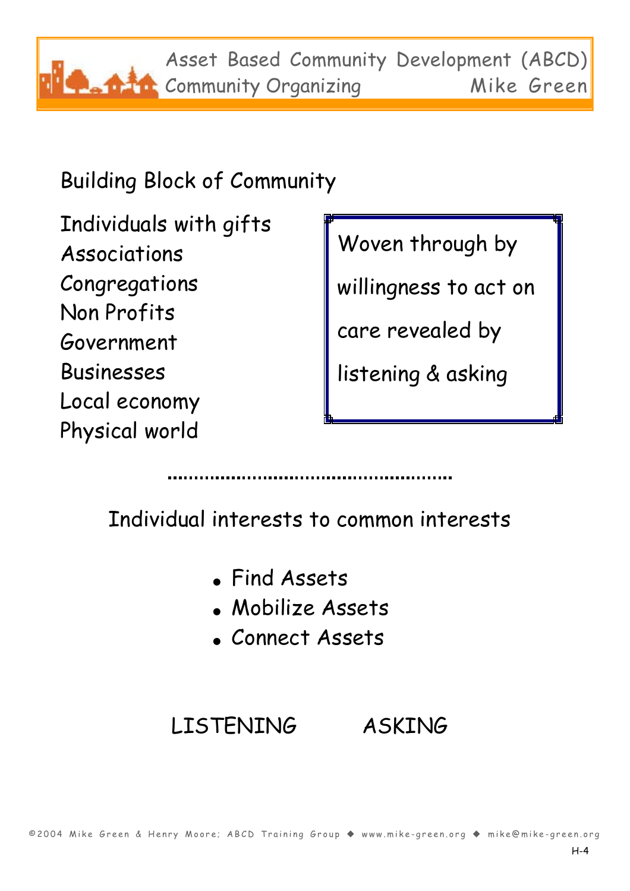## Building Block of Community

Individuals with gifts
Associations
Congregations
Non Profits
Government
Businesses
Local economy
Physical world

> Woven through by willingness to act on care revealed by listening & asking

---

Individual interests to common interests

- Find Assets
- Mobilize Assets
- Connect Assets

LISTENING ASKING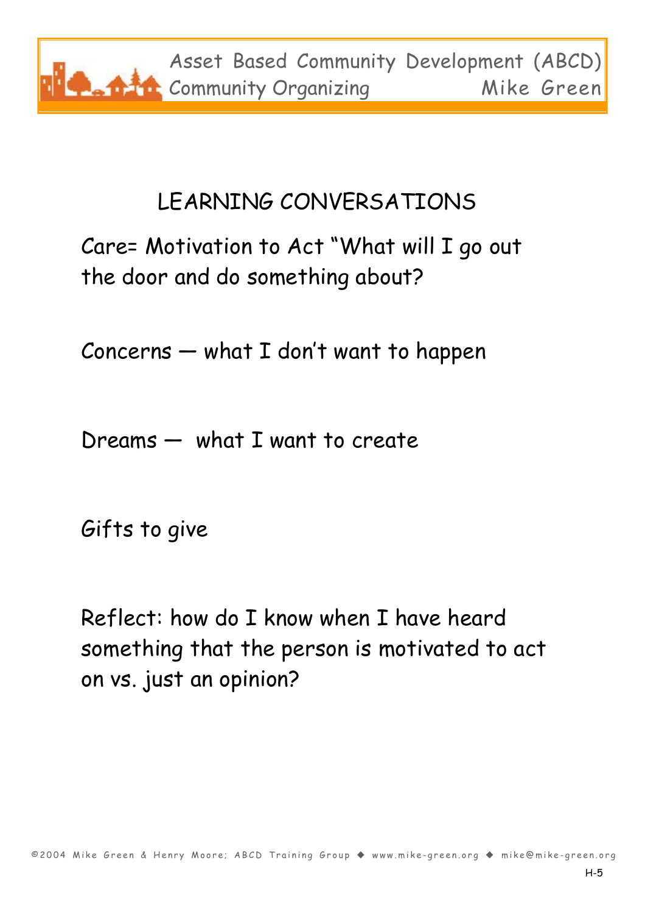# LEARNING CONVERSATIONS

Care= Motivation to Act "What will I go out the door and do something about?

Concerns — what I don't want to happen

Dreams — what I want to create

Gifts to give

Reflect: how do I know when I have heard something that the person is motivated to act on vs. just an opinion?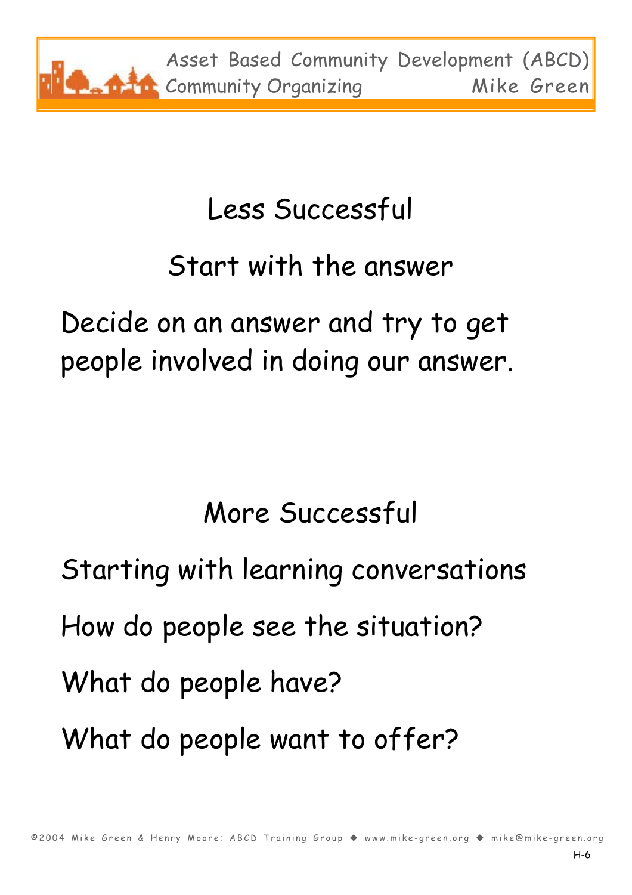## Less Successful

### Start with the answer

Decide on an answer and try to get people involved in doing our answer.

## More Successful

Starting with learning conversations

How do people see the situation?

What do people have?

What do people want to offer?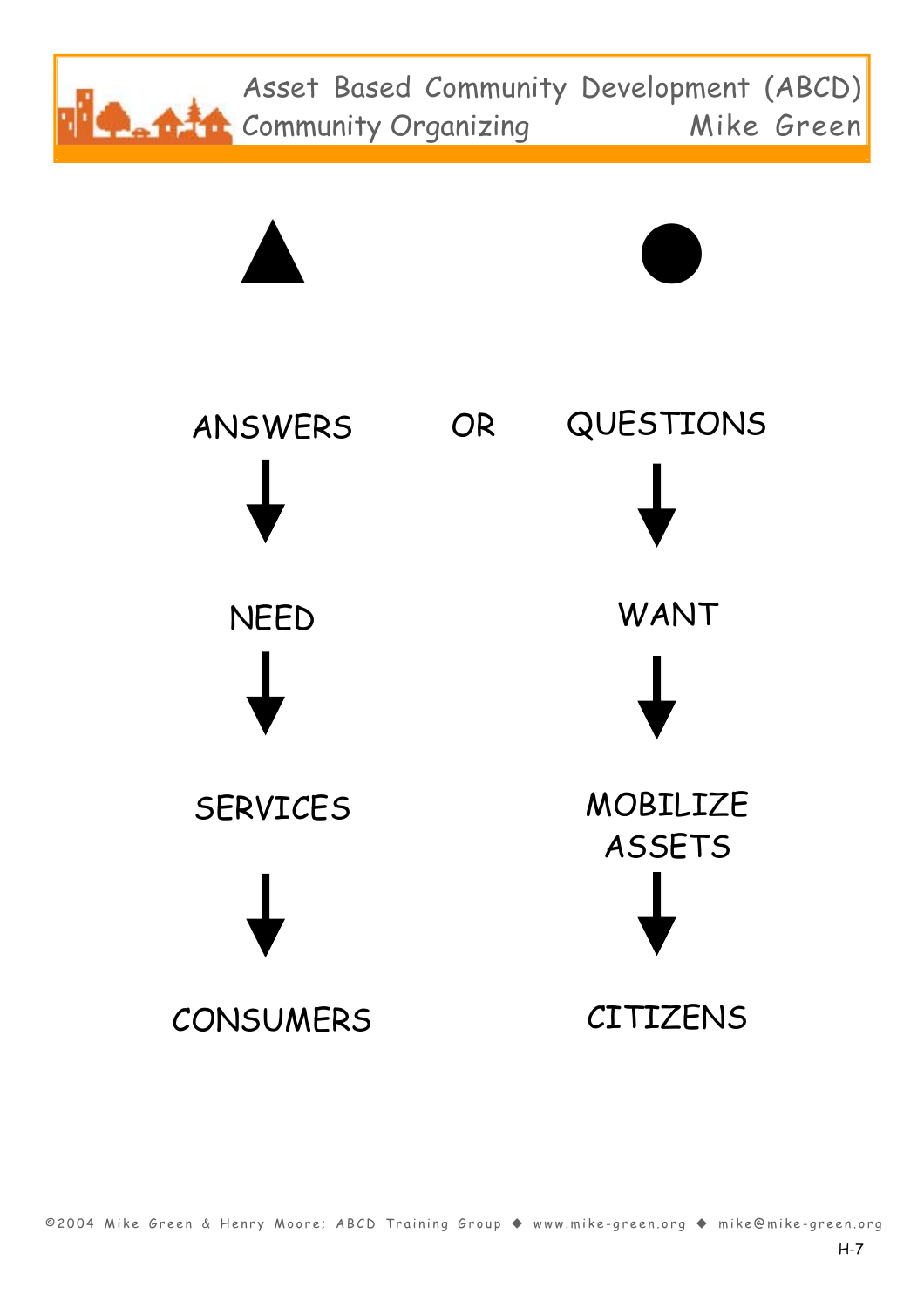| ▲ | | ● |
|---|---|---|
| ANSWERS | OR | QUESTIONS |
| ↓ | | ↓ |
| NEED | | WANT |
| ↓ | | ↓ |
| SERVICES | | MOBILIZE ASSETS |
| ↓ | | ↓ |
| CONSUMERS | | CITIZENS |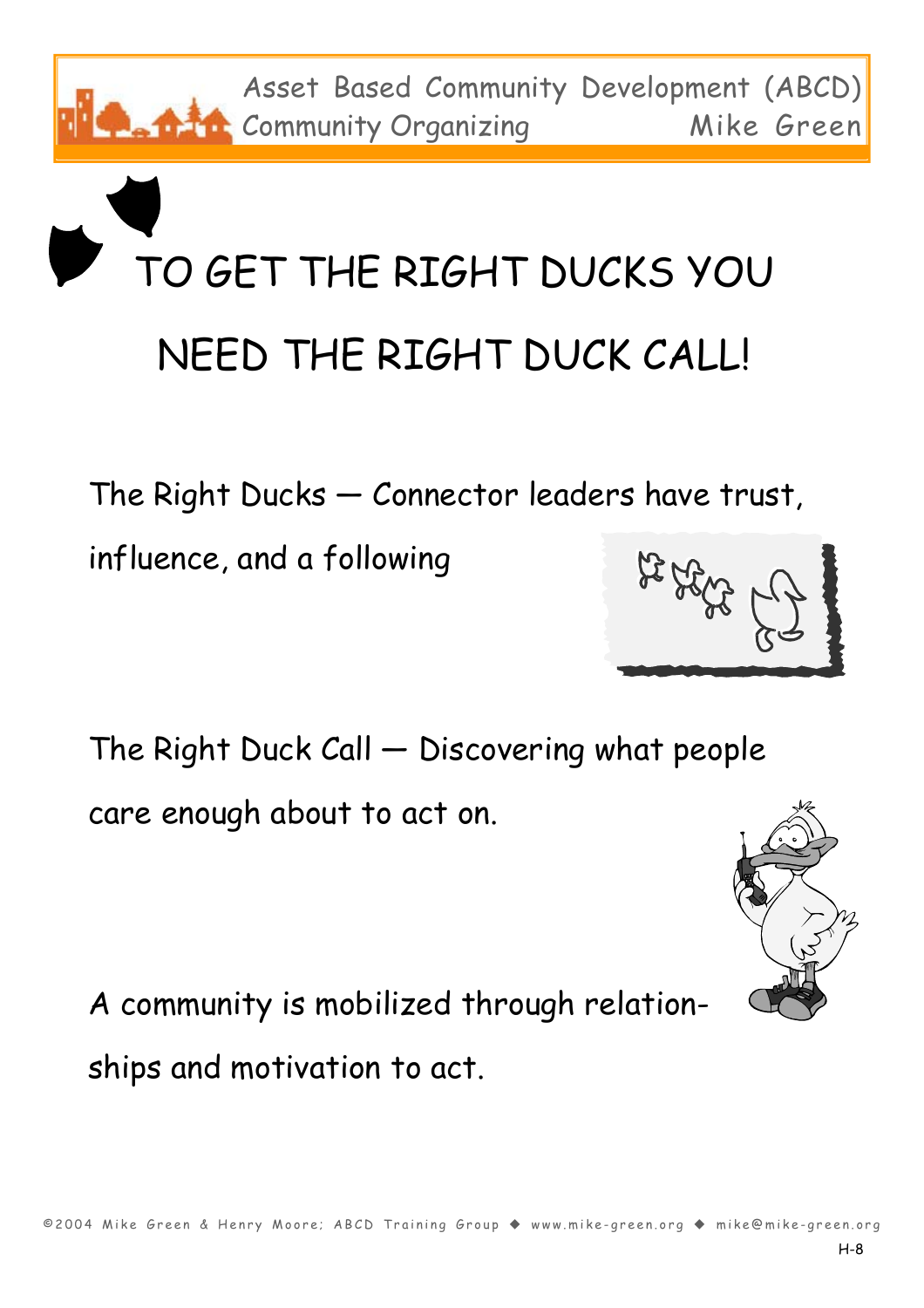# TO GET THE RIGHT DUCKS YOU NEED THE RIGHT DUCK CALL!

The Right Ducks — Connector leaders have trust, influence, and a following

The Right Duck Call — Discovering what people care enough about to act on.

A community is mobilized through relationships and motivation to act.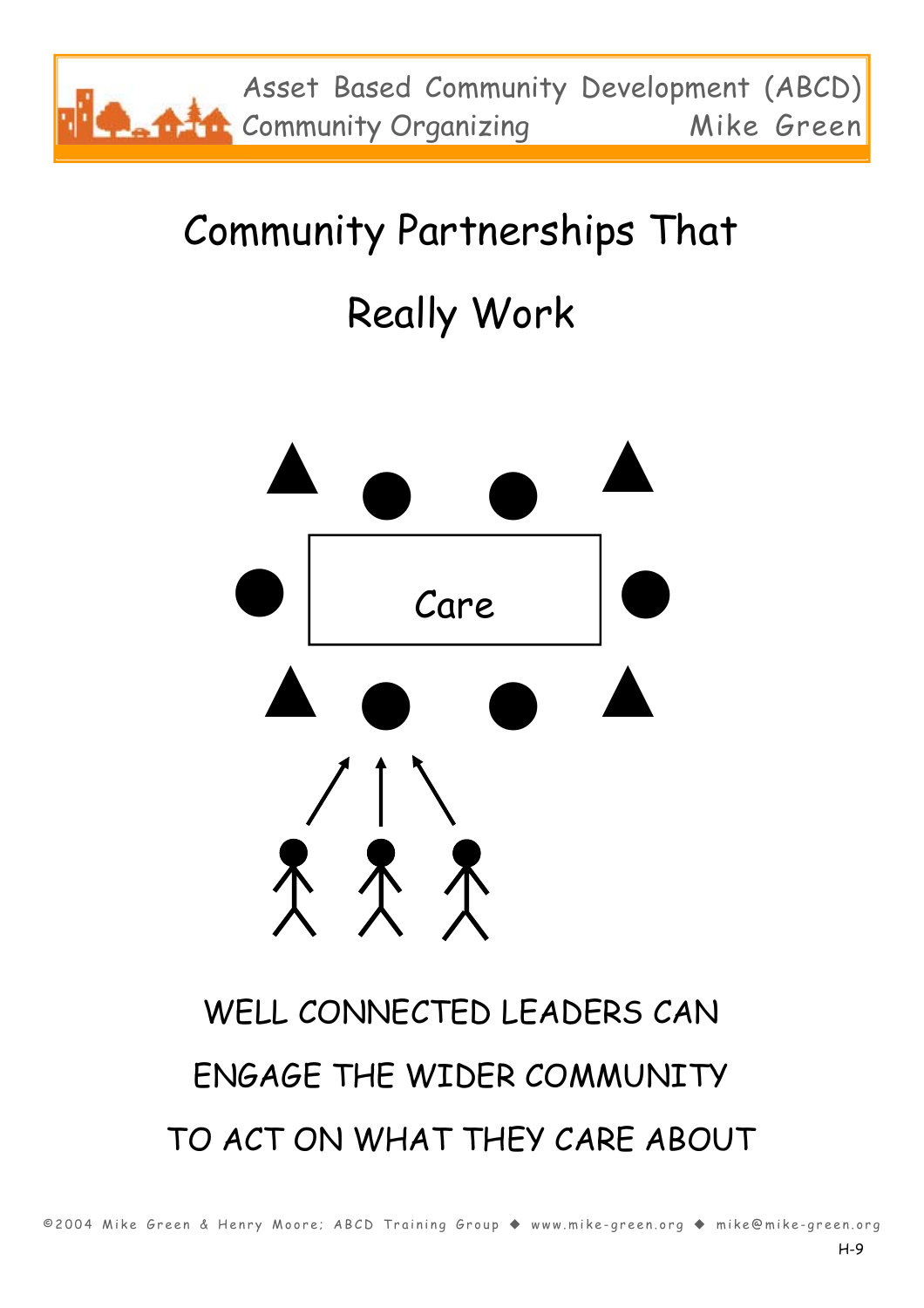# Community Partnerships That Really Work

Care

WELL CONNECTED LEADERS CAN ENGAGE THE WIDER COMMUNITY TO ACT ON WHAT THEY CARE ABOUT